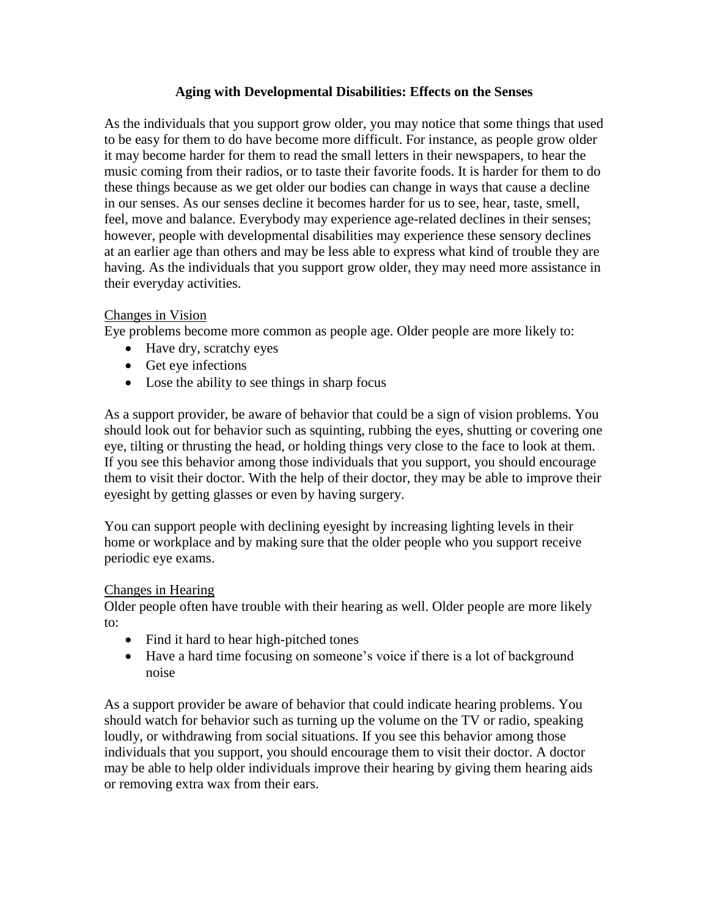# Aging with Developmental Disabilities: Effects on the Senses

As the individuals that you support grow older, you may notice that some things that used to be easy for them to do have become more difficult. For instance, as people grow older it may become harder for them to read the small letters in their newspapers, to hear the music coming from their radios, or to taste their favorite foods. It is harder for them to do these things because as we get older our bodies can change in ways that cause a decline in our senses. As our senses decline it becomes harder for us to see, hear, taste, smell, feel, move and balance. Everybody may experience age-related declines in their senses; however, people with developmental disabilities may experience these sensory declines at an earlier age than others and may be less able to express what kind of trouble they are having. As the individuals that you support grow older, they may need more assistance in their everyday activities.

## Changes in Vision

Eye problems become more common as people age. Older people are more likely to:

- Have dry, scratchy eyes
- Get eye infections
- Lose the ability to see things in sharp focus

As a support provider, be aware of behavior that could be a sign of vision problems. You should look out for behavior such as squinting, rubbing the eyes, shutting or covering one eye, tilting or thrusting the head, or holding things very close to the face to look at them. If you see this behavior among those individuals that you support, you should encourage them to visit their doctor. With the help of their doctor, they may be able to improve their eyesight by getting glasses or even by having surgery.

You can support people with declining eyesight by increasing lighting levels in their home or workplace and by making sure that the older people who you support receive periodic eye exams.

## Changes in Hearing

Older people often have trouble with their hearing as well. Older people are more likely to:

- Find it hard to hear high-pitched tones
- Have a hard time focusing on someone's voice if there is a lot of background noise

As a support provider be aware of behavior that could indicate hearing problems. You should watch for behavior such as turning up the volume on the TV or radio, speaking loudly, or withdrawing from social situations. If you see this behavior among those individuals that you support, you should encourage them to visit their doctor. A doctor may be able to help older individuals improve their hearing by giving them hearing aids or removing extra wax from their ears.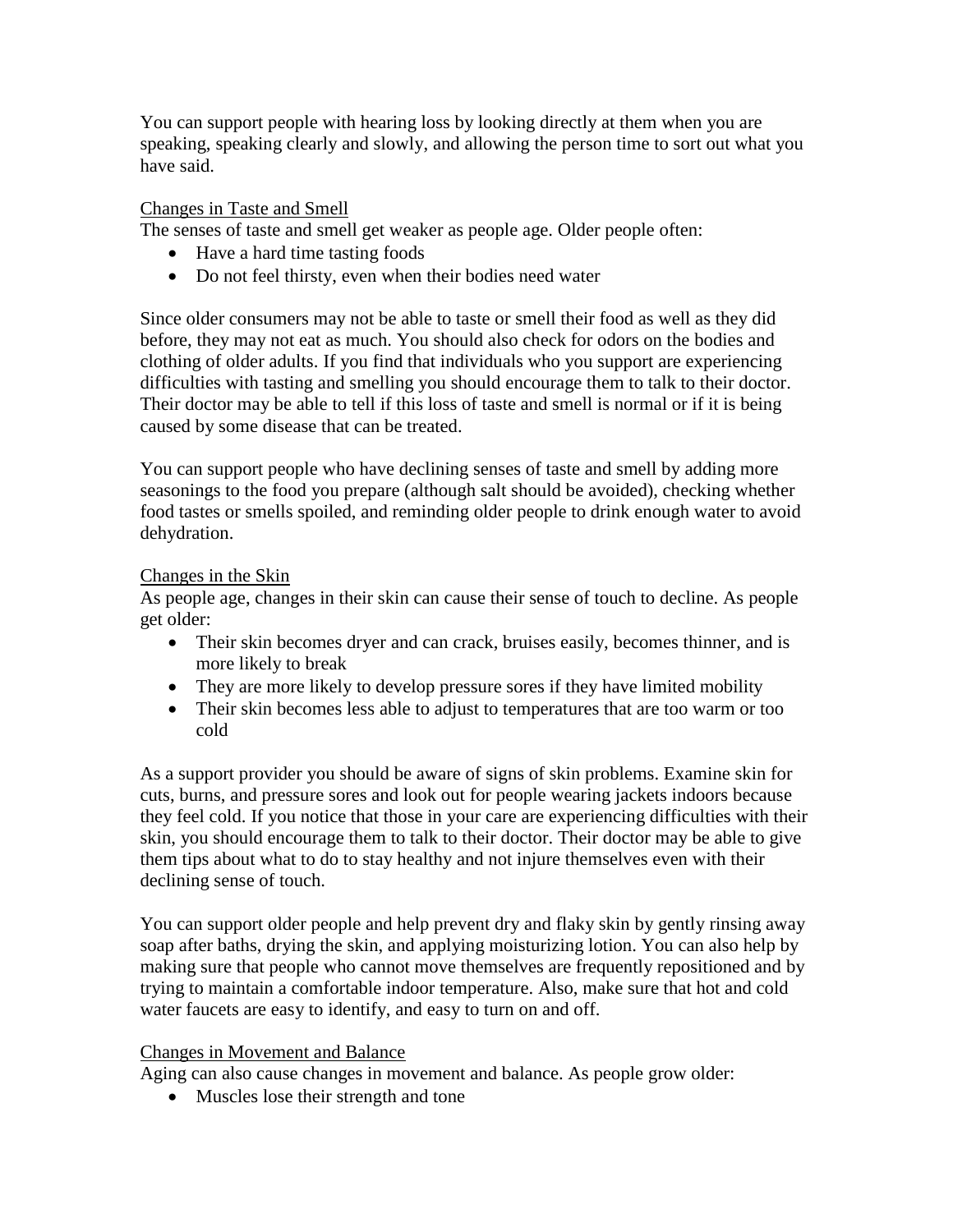You can support people with hearing loss by looking directly at them when you are speaking, speaking clearly and slowly, and allowing the person time to sort out what you have said.

<u>Changes in Taste and Smell</u>

The senses of taste and smell get weaker as people age. Older people often:

- Have a hard time tasting foods
- Do not feel thirsty, even when their bodies need water

Since older consumers may not be able to taste or smell their food as well as they did before, they may not eat as much. You should also check for odors on the bodies and clothing of older adults. If you find that individuals who you support are experiencing difficulties with tasting and smelling you should encourage them to talk to their doctor. Their doctor may be able to tell if this loss of taste and smell is normal or if it is being caused by some disease that can be treated.

You can support people who have declining senses of taste and smell by adding more seasonings to the food you prepare (although salt should be avoided), checking whether food tastes or smells spoiled, and reminding older people to drink enough water to avoid dehydration.

<u>Changes in the Skin</u>

As people age, changes in their skin can cause their sense of touch to decline. As people get older:

- Their skin becomes dryer and can crack, bruises easily, becomes thinner, and is more likely to break
- They are more likely to develop pressure sores if they have limited mobility
- Their skin becomes less able to adjust to temperatures that are too warm or too cold

As a support provider you should be aware of signs of skin problems. Examine skin for cuts, burns, and pressure sores and look out for people wearing jackets indoors because they feel cold. If you notice that those in your care are experiencing difficulties with their skin, you should encourage them to talk to their doctor. Their doctor may be able to give them tips about what to do to stay healthy and not injure themselves even with their declining sense of touch.

You can support older people and help prevent dry and flaky skin by gently rinsing away soap after baths, drying the skin, and applying moisturizing lotion. You can also help by making sure that people who cannot move themselves are frequently repositioned and by trying to maintain a comfortable indoor temperature. Also, make sure that hot and cold water faucets are easy to identify, and easy to turn on and off.

<u>Changes in Movement and Balance</u>

Aging can also cause changes in movement and balance. As people grow older:

- Muscles lose their strength and tone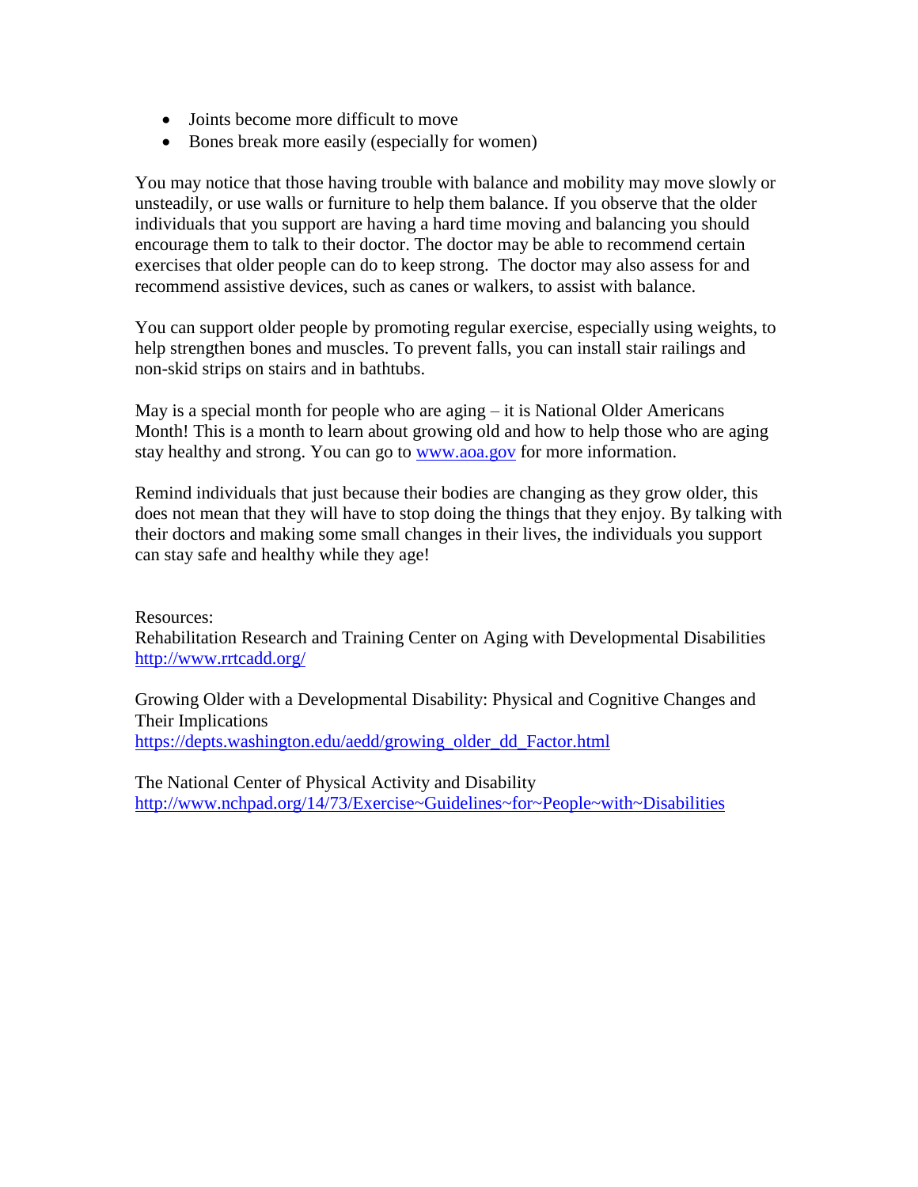- Joints become more difficult to move
- Bones break more easily (especially for women)

You may notice that those having trouble with balance and mobility may move slowly or unsteadily, or use walls or furniture to help them balance. If you observe that the older individuals that you support are having a hard time moving and balancing you should encourage them to talk to their doctor. The doctor may be able to recommend certain exercises that older people can do to keep strong. The doctor may also assess for and recommend assistive devices, such as canes or walkers, to assist with balance.

You can support older people by promoting regular exercise, especially using weights, to help strengthen bones and muscles. To prevent falls, you can install stair railings and non-skid strips on stairs and in bathtubs.

May is a special month for people who are aging – it is National Older Americans Month! This is a month to learn about growing old and how to help those who are aging stay healthy and strong. You can go to [www.aoa.gov](http://www.aoa.gov) for more information.

Remind individuals that just because their bodies are changing as they grow older, this does not mean that they will have to stop doing the things that they enjoy. By talking with their doctors and making some small changes in their lives, the individuals you support can stay safe and healthy while they age!

Resources:
Rehabilitation Research and Training Center on Aging with Developmental Disabilities
http://www.rrtcadd.org/

Growing Older with a Developmental Disability: Physical and Cognitive Changes and Their Implications
https://depts.washington.edu/aedd/growing_older_dd_Factor.html

The National Center of Physical Activity and Disability
http://www.nchpad.org/14/73/Exercise~Guidelines~for~People~with~Disabilities